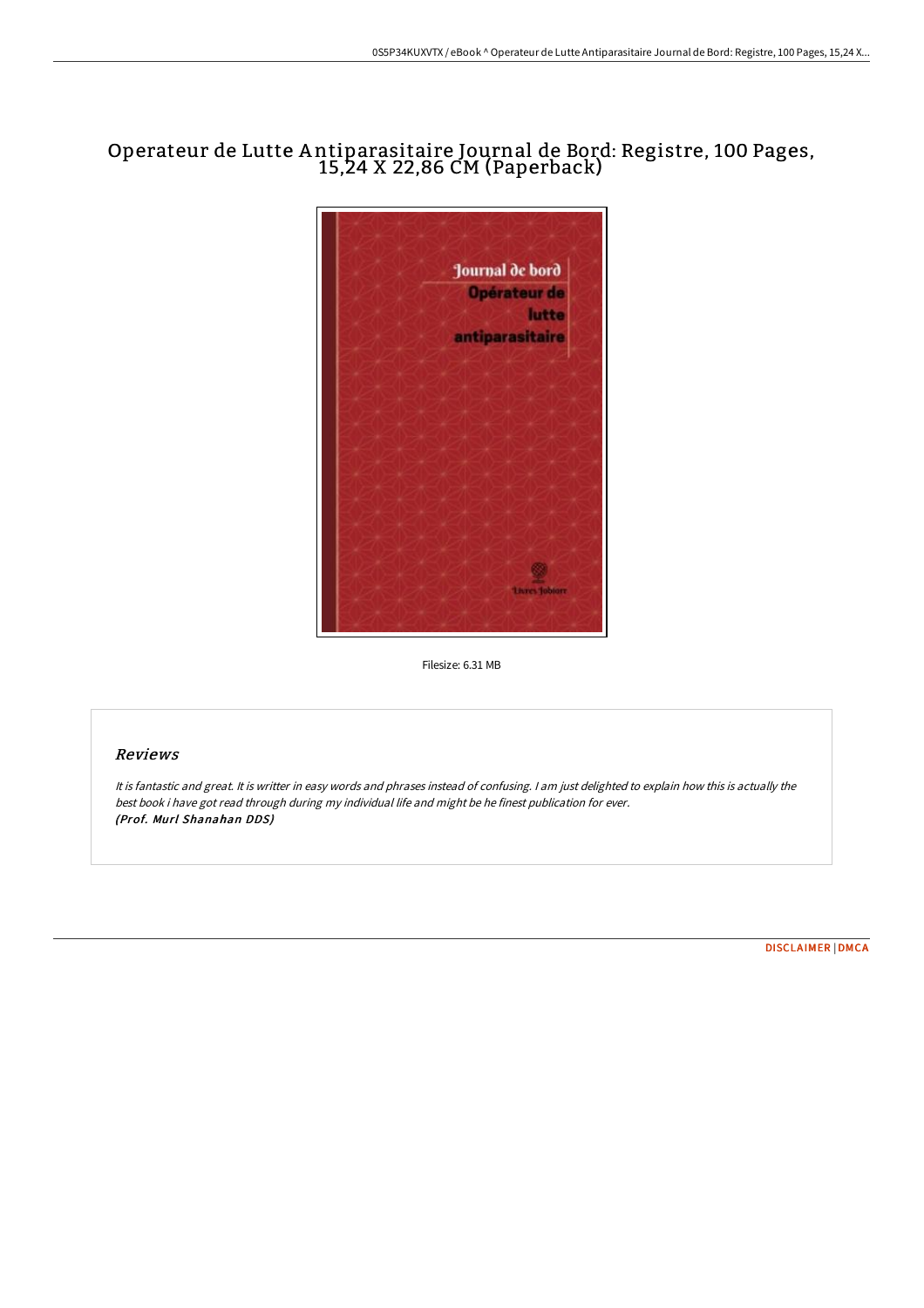# Operateur de Lutte Antiparasitaire Journal de Bord: Registre, 100 Pages, 15,24 X 22,86 CM (Paperback)

Filesize: 6.31 MB

## Reviews

*It is fantastic and great. It is writter in easy words and phrases instead of confusing. I am just delighted to explain how this is actually the best book i have got read through during my individual life and might be he finest publication for ever.*
***(Prof. Murl Shanahan DDS)***

DISCLAIMER | DMCA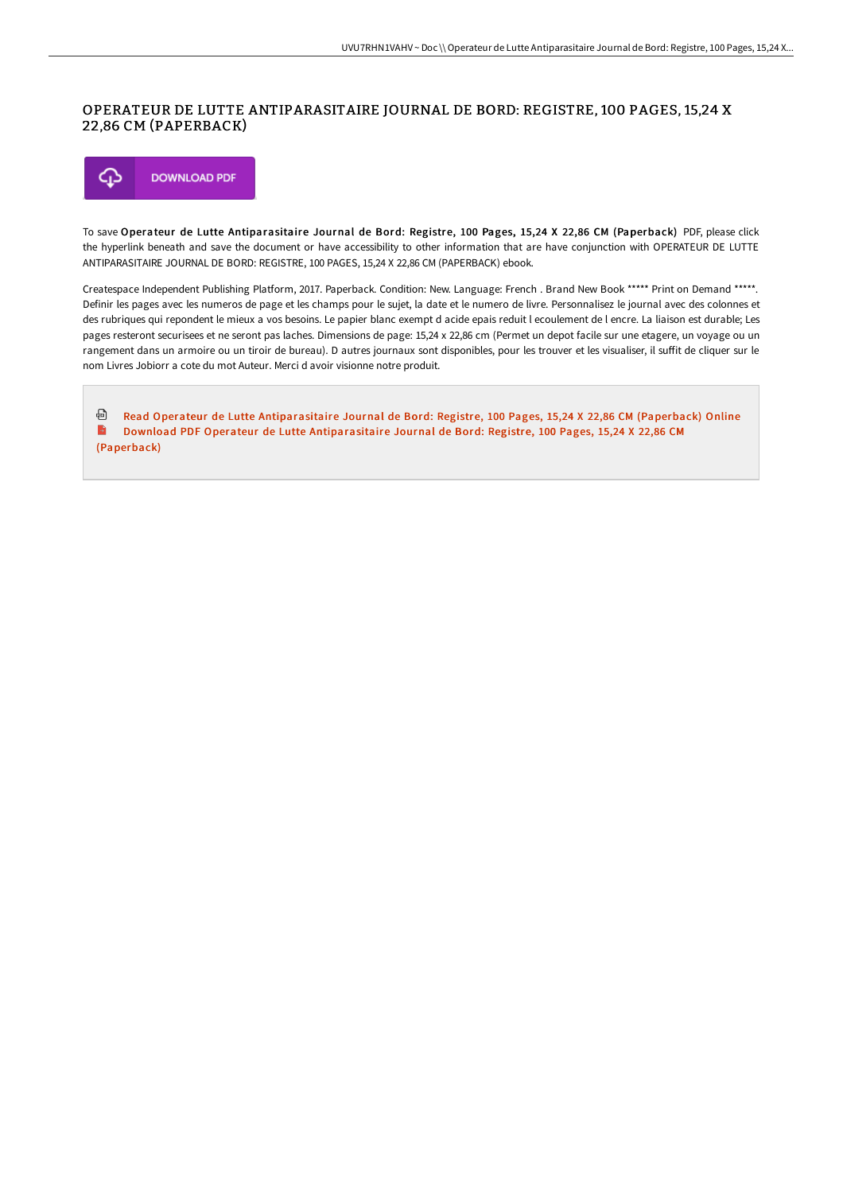# OPERATEUR DE LUTTE ANTIPARASITAIRE JOURNAL DE BORD: REGISTRE, 100 PAGES, 15,24 X 22,86 CM (PAPERBACK)

DOWNLOAD PDF

To save **Operateur de Lutte Antiparasitaire Journal de Bord: Registre, 100 Pages, 15,24 X 22,86 CM (Paperback)** PDF, please click the hyperlink beneath and save the document or have accessibility to other information that are have conjunction with OPERATEUR DE LUTTE ANTIPARASITAIRE JOURNAL DE BORD: REGISTRE, 100 PAGES, 15,24 X 22,86 CM (PAPERBACK) ebook.

Createspace Independent Publishing Platform, 2017. Paperback. Condition: New. Language: French . Brand New Book ***** Print on Demand *****. Definir les pages avec les numeros de page et les champs pour le sujet, la date et le numero de livre. Personnalisez le journal avec des colonnes et des rubriques qui repondent le mieux a vos besoins. Le papier blanc exempt d acide epais reduit l ecoulement de l encre. La liaison est durable; Les pages resteront securisees et ne seront pas laches. Dimensions de page: 15,24 x 22,86 cm (Permet un depot facile sur une etagere, un voyage ou un rangement dans un armoire ou un tiroir de bureau). D autres journaux sont disponibles, pour les trouver et les visualiser, il suffit de cliquer sur le nom Livres Jobiorr a cote du mot Auteur. Merci d avoir visionne notre produit.

Read Operateur de Lutte Antiparasitaire Journal de Bord: Registre, 100 Pages, 15,24 X 22,86 CM (Paperback) Online

Download PDF Operateur de Lutte Antiparasitaire Journal de Bord: Registre, 100 Pages, 15,24 X 22,86 CM (Paperback)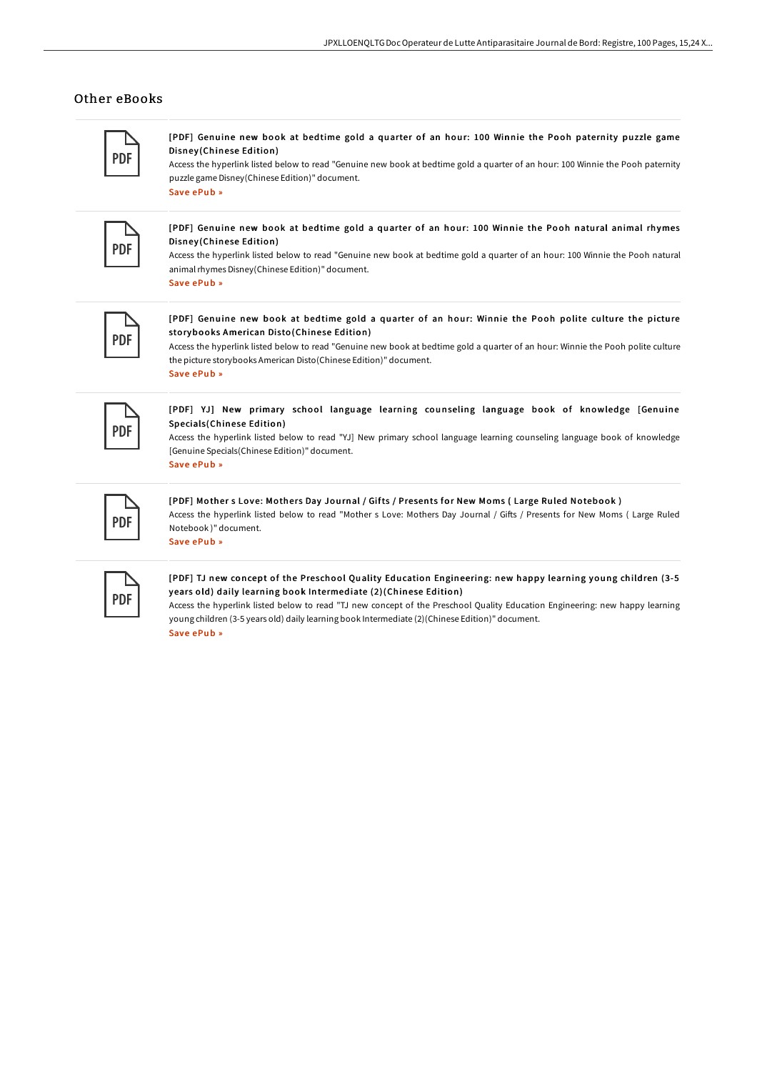## Other eBooks

[PDF] Genuine new book at bedtime gold a quarter of an hour: 100 Winnie the Pooh paternity puzzle game Disney(Chinese Edition)

Access the hyperlink listed below to read "Genuine new book at bedtime gold a quarter of an hour: 100 Winnie the Pooh paternity puzzle game Disney(Chinese Edition)" document.

Save ePub »

[PDF] Genuine new book at bedtime gold a quarter of an hour: 100 Winnie the Pooh natural animal rhymes Disney(Chinese Edition)

Access the hyperlink listed below to read "Genuine new book at bedtime gold a quarter of an hour: 100 Winnie the Pooh natural animal rhymes Disney(Chinese Edition)" document.

Save ePub »

[PDF] Genuine new book at bedtime gold a quarter of an hour: Winnie the Pooh polite culture the picture storybooks American Disto(Chinese Edition)

Access the hyperlink listed below to read "Genuine new book at bedtime gold a quarter of an hour: Winnie the Pooh polite culture the picture storybooks American Disto(Chinese Edition)" document.

Save ePub »

[PDF] YJ] New primary school language learning counseling language book of knowledge [Genuine Specials(Chinese Edition)

Access the hyperlink listed below to read "YJ] New primary school language learning counseling language book of knowledge [Genuine Specials(Chinese Edition)" document.

Save ePub »

[PDF] Mother s Love: Mothers Day Journal / Gifts / Presents for New Moms ( Large Ruled Notebook )

Access the hyperlink listed below to read "Mother s Love: Mothers Day Journal / Gifts / Presents for New Moms ( Large Ruled Notebook )" document.

Save ePub »

[PDF] TJ new concept of the Preschool Quality Education Engineering: new happy learning young children (3-5 years old) daily learning book Intermediate (2)(Chinese Edition)

Access the hyperlink listed below to read "TJ new concept of the Preschool Quality Education Engineering: new happy learning young children (3-5 years old) daily learning book Intermediate (2)(Chinese Edition)" document.

Save ePub »